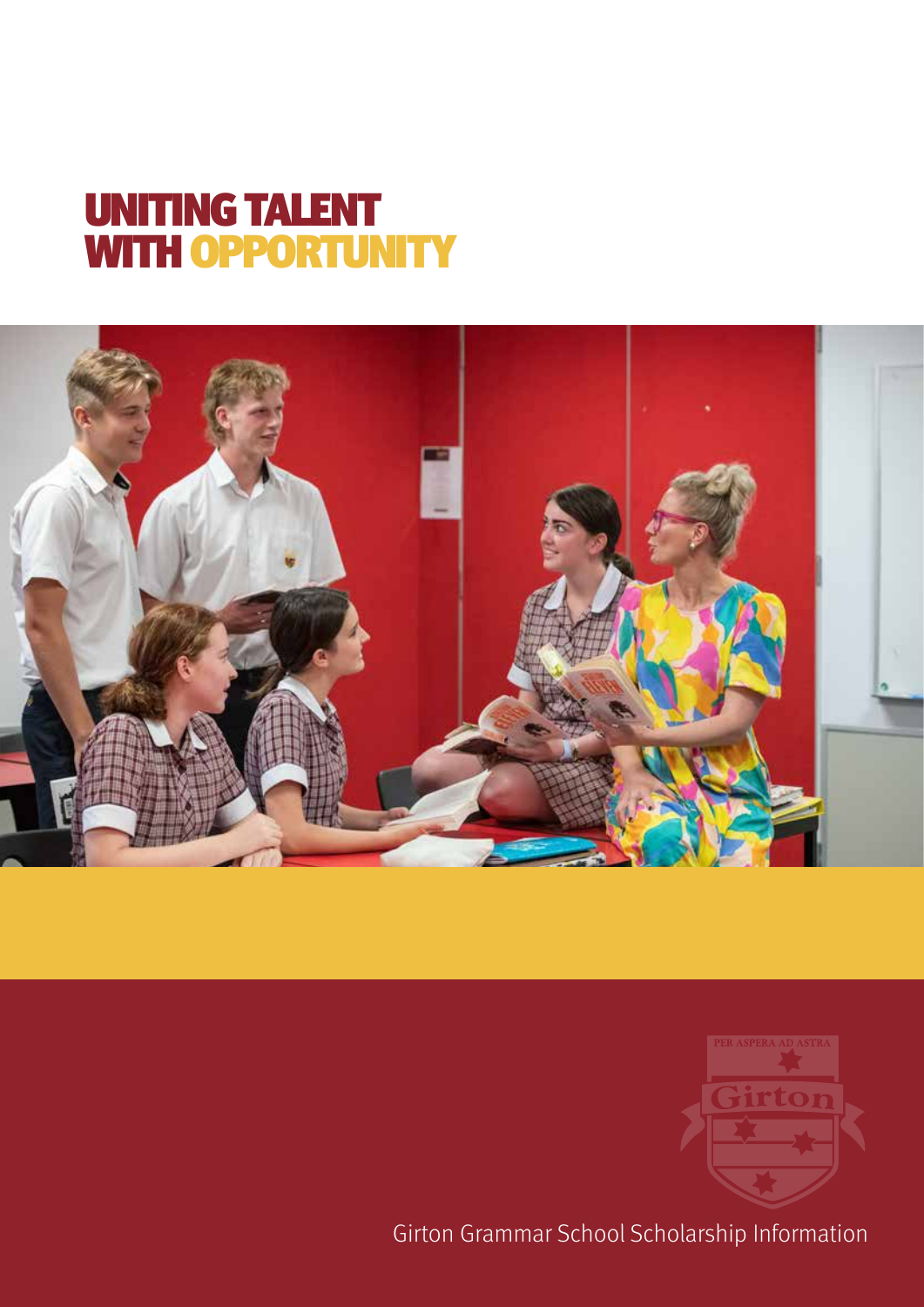# UNITING TALENT WITH OPPORTUNITY

PER ASPERA AD ASTRA

Girton

Girton Grammar School Scholarship Information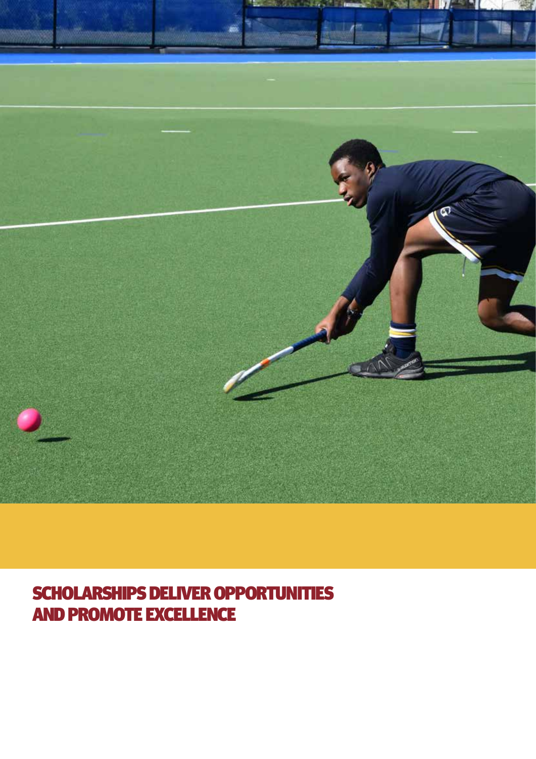# SCHOLARSHIPS DELIVER OPPORTUNITIES AND PROMOTE EXCELLENCE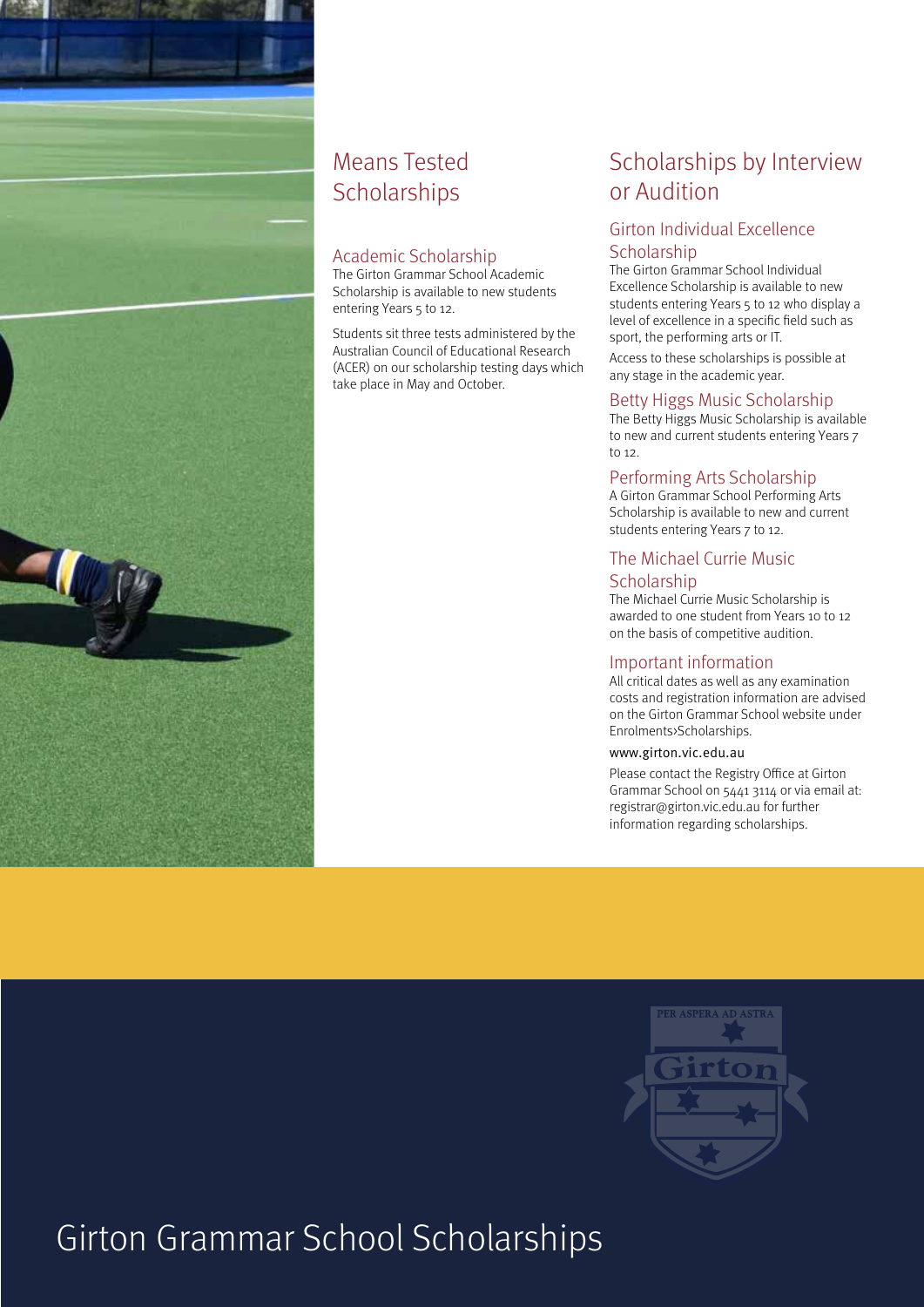## Means Tested Scholarships

### Academic Scholarship

The Girton Grammar School Academic Scholarship is available to new students entering Years 5 to 12.

Students sit three tests administered by the Australian Council of Educational Research (ACER) on our scholarship testing days which take place in May and October.

## Scholarships by Interview or Audition

### Girton Individual Excellence Scholarship

The Girton Grammar School Individual Excellence Scholarship is available to new students entering Years 5 to 12 who display a level of excellence in a specific field such as sport, the performing arts or IT.

Access to these scholarships is possible at any stage in the academic year.

### Betty Higgs Music Scholarship

The Betty Higgs Music Scholarship is available to new and current students entering Years 7 to 12.

### Performing Arts Scholarship

A Girton Grammar School Performing Arts Scholarship is available to new and current students entering Years 7 to 12.

### The Michael Currie Music Scholarship

The Michael Currie Music Scholarship is awarded to one student from Years 10 to 12 on the basis of competitive audition.

### Important information

All critical dates as well as any examination costs and registration information are advised on the Girton Grammar School website under Enrolments›Scholarships.

www.girton.vic.edu.au

Please contact the Registry Office at Girton Grammar School on 5441 3114 or via email at: registrar@girton.vic.edu.au for further information regarding scholarships.

PER ASPERA AD ASTRA

Girton

# Girton Grammar School Scholarships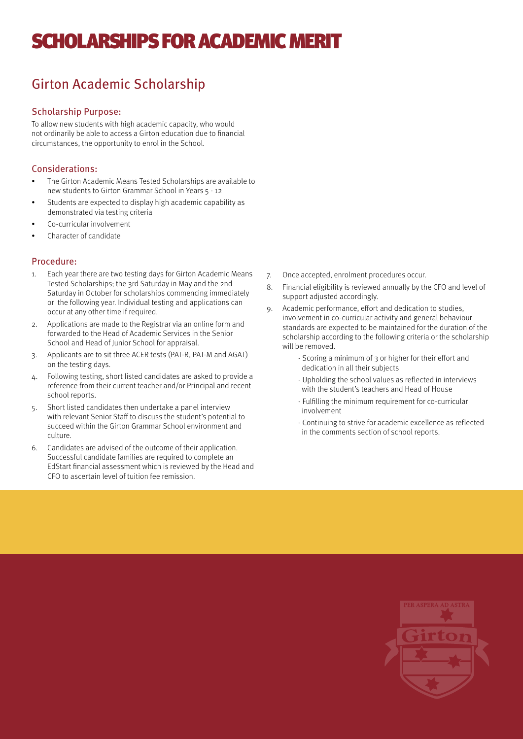# SCHOLARSHIPS FOR ACADEMIC MERIT

## Girton Academic Scholarship

### Scholarship Purpose:

To allow new students with high academic capacity, who would not ordinarily be able to access a Girton education due to financial circumstances, the opportunity to enrol in the School.

### Considerations:

- The Girton Academic Means Tested Scholarships are available to new students to Girton Grammar School in Years 5 - 12
- Students are expected to display high academic capability as demonstrated via testing criteria
- Co-curricular involvement
- Character of candidate

### Procedure:

1. Each year there are two testing days for Girton Academic Means Tested Scholarships; the 3rd Saturday in May and the 2nd Saturday in October for scholarships commencing immediately or the following year. Individual testing and applications can occur at any other time if required.
2. Applications are made to the Registrar via an online form and forwarded to the Head of Academic Services in the Senior School and Head of Junior School for appraisal.
3. Applicants are to sit three ACER tests (PAT-R, PAT-M and AGAT) on the testing days.
4. Following testing, short listed candidates are asked to provide a reference from their current teacher and/or Principal and recent school reports.
5. Short listed candidates then undertake a panel interview with relevant Senior Staff to discuss the student's potential to succeed within the Girton Grammar School environment and culture.
6. Candidates are advised of the outcome of their application. Successful candidate families are required to complete an EdStart financial assessment which is reviewed by the Head and CFO to ascertain level of tuition fee remission.
7. Once accepted, enrolment procedures occur.
8. Financial eligibility is reviewed annually by the CFO and level of support adjusted accordingly.
9. Academic performance, effort and dedication to studies, involvement in co-curricular activity and general behaviour standards are expected to be maintained for the duration of the scholarship according to the following criteria or the scholarship will be removed.
   - Scoring a minimum of 3 or higher for their effort and dedication in all their subjects
   - Upholding the school values as reflected in interviews with the student's teachers and Head of House
   - Fulfilling the minimum requirement for co-curricular involvement
   - Continuing to strive for academic excellence as reflected in the comments section of school reports.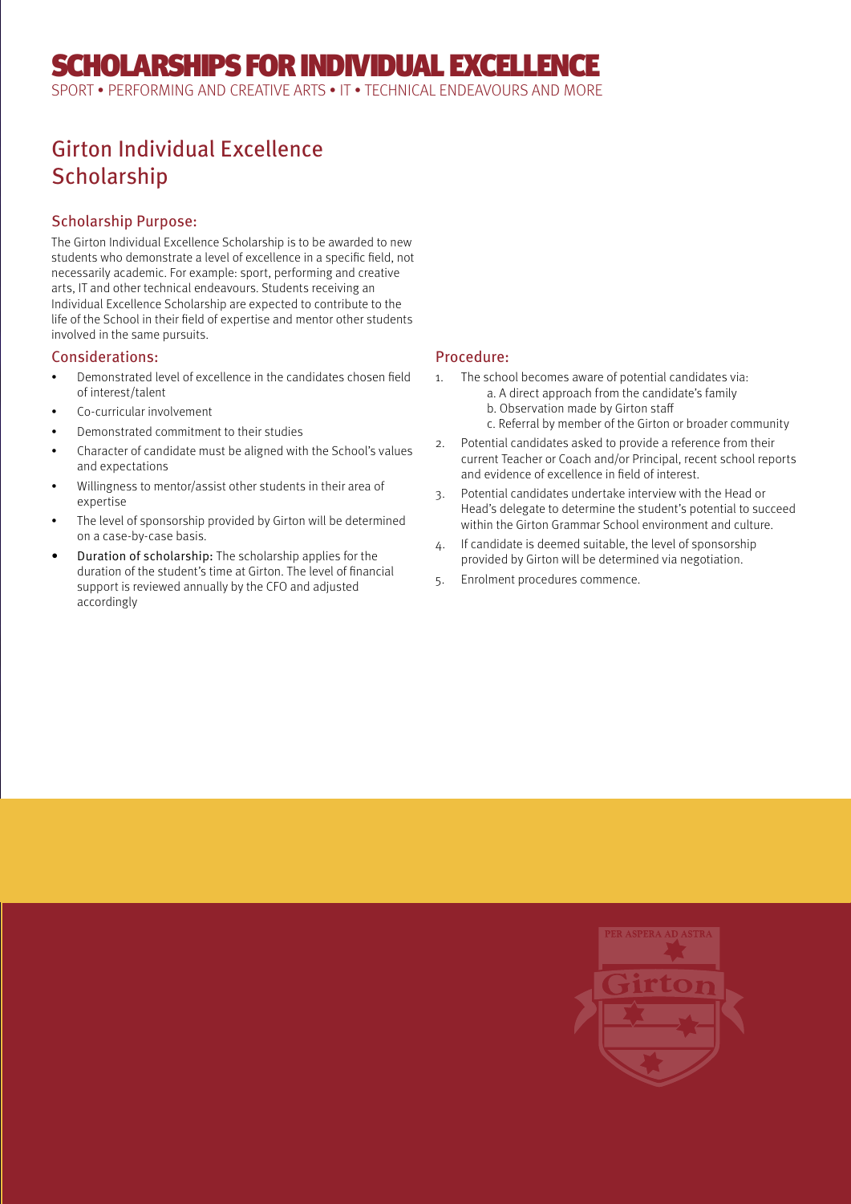# SCHOLARSHIPS FOR INDIVIDUAL EXCELLENCE

SPORT • PERFORMING AND CREATIVE ARTS • IT • TECHNICAL ENDEAVOURS AND MORE

## Girton Individual Excellence Scholarship

### Scholarship Purpose:

The Girton Individual Excellence Scholarship is to be awarded to new students who demonstrate a level of excellence in a specific field, not necessarily academic. For example: sport, performing and creative arts, IT and other technical endeavours. Students receiving an Individual Excellence Scholarship are expected to contribute to the life of the School in their field of expertise and mentor other students involved in the same pursuits.

### Considerations:

- Demonstrated level of excellence in the candidates chosen field of interest/talent
- Co-curricular involvement
- Demonstrated commitment to their studies
- Character of candidate must be aligned with the School's values and expectations
- Willingness to mentor/assist other students in their area of expertise
- The level of sponsorship provided by Girton will be determined on a case-by-case basis.
- Duration of scholarship: The scholarship applies for the duration of the student's time at Girton. The level of financial support is reviewed annually by the CFO and adjusted accordingly

### Procedure:

1. The school becomes aware of potential candidates via:
   a. A direct approach from the candidate's family
   b. Observation made by Girton staff
   c. Referral by member of the Girton or broader community
2. Potential candidates asked to provide a reference from their current Teacher or Coach and/or Principal, recent school reports and evidence of excellence in field of interest.
3. Potential candidates undertake interview with the Head or Head's delegate to determine the student's potential to succeed within the Girton Grammar School environment and culture.
4. If candidate is deemed suitable, the level of sponsorship provided by Girton will be determined via negotiation.
5. Enrolment procedures commence.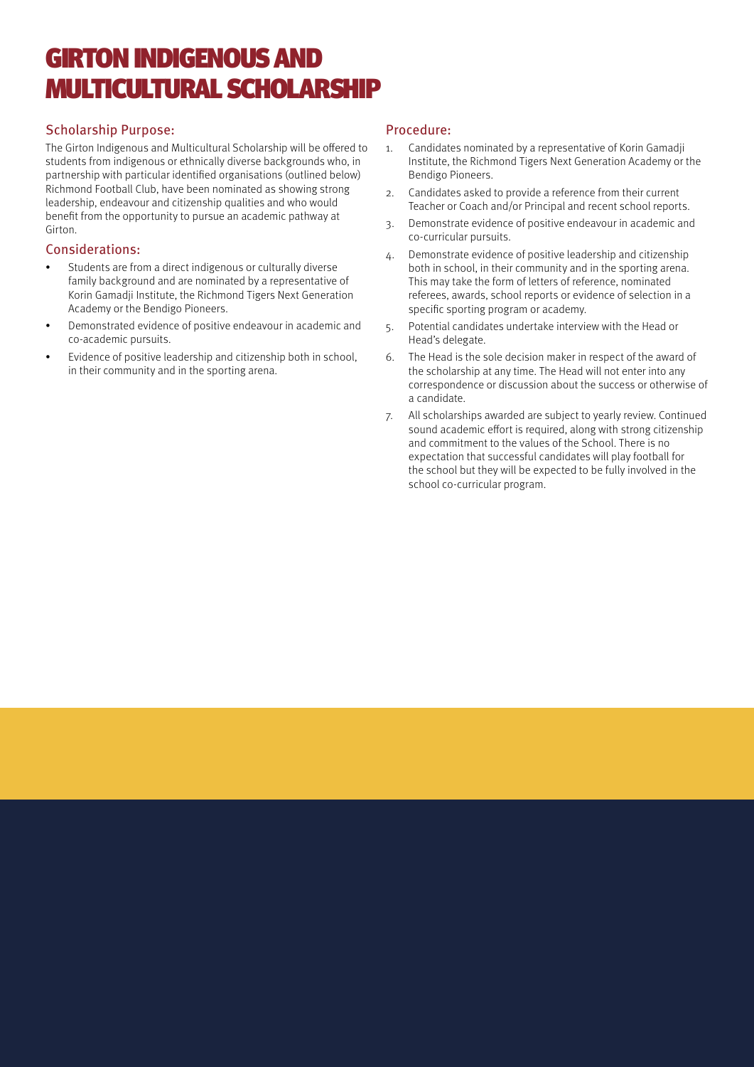# GIRTON INDIGENOUS AND MULTICULTURAL SCHOLARSHIP

## Scholarship Purpose:

The Girton Indigenous and Multicultural Scholarship will be offered to students from indigenous or ethnically diverse backgrounds who, in partnership with particular identified organisations (outlined below) Richmond Football Club, have been nominated as showing strong leadership, endeavour and citizenship qualities and who would benefit from the opportunity to pursue an academic pathway at Girton.

## Considerations:

- Students are from a direct indigenous or culturally diverse family background and are nominated by a representative of Korin Gamadji Institute, the Richmond Tigers Next Generation Academy or the Bendigo Pioneers.
- Demonstrated evidence of positive endeavour in academic and co-academic pursuits.
- Evidence of positive leadership and citizenship both in school, in their community and in the sporting arena.

## Procedure:

1. Candidates nominated by a representative of Korin Gamadji Institute, the Richmond Tigers Next Generation Academy or the Bendigo Pioneers.
2. Candidates asked to provide a reference from their current Teacher or Coach and/or Principal and recent school reports.
3. Demonstrate evidence of positive endeavour in academic and co-curricular pursuits.
4. Demonstrate evidence of positive leadership and citizenship both in school, in their community and in the sporting arena. This may take the form of letters of reference, nominated referees, awards, school reports or evidence of selection in a specific sporting program or academy.
5. Potential candidates undertake interview with the Head or Head's delegate.
6. The Head is the sole decision maker in respect of the award of the scholarship at any time. The Head will not enter into any correspondence or discussion about the success or otherwise of a candidate.
7. All scholarships awarded are subject to yearly review. Continued sound academic effort is required, along with strong citizenship and commitment to the values of the School. There is no expectation that successful candidates will play football for the school but they will be expected to be fully involved in the school co-curricular program.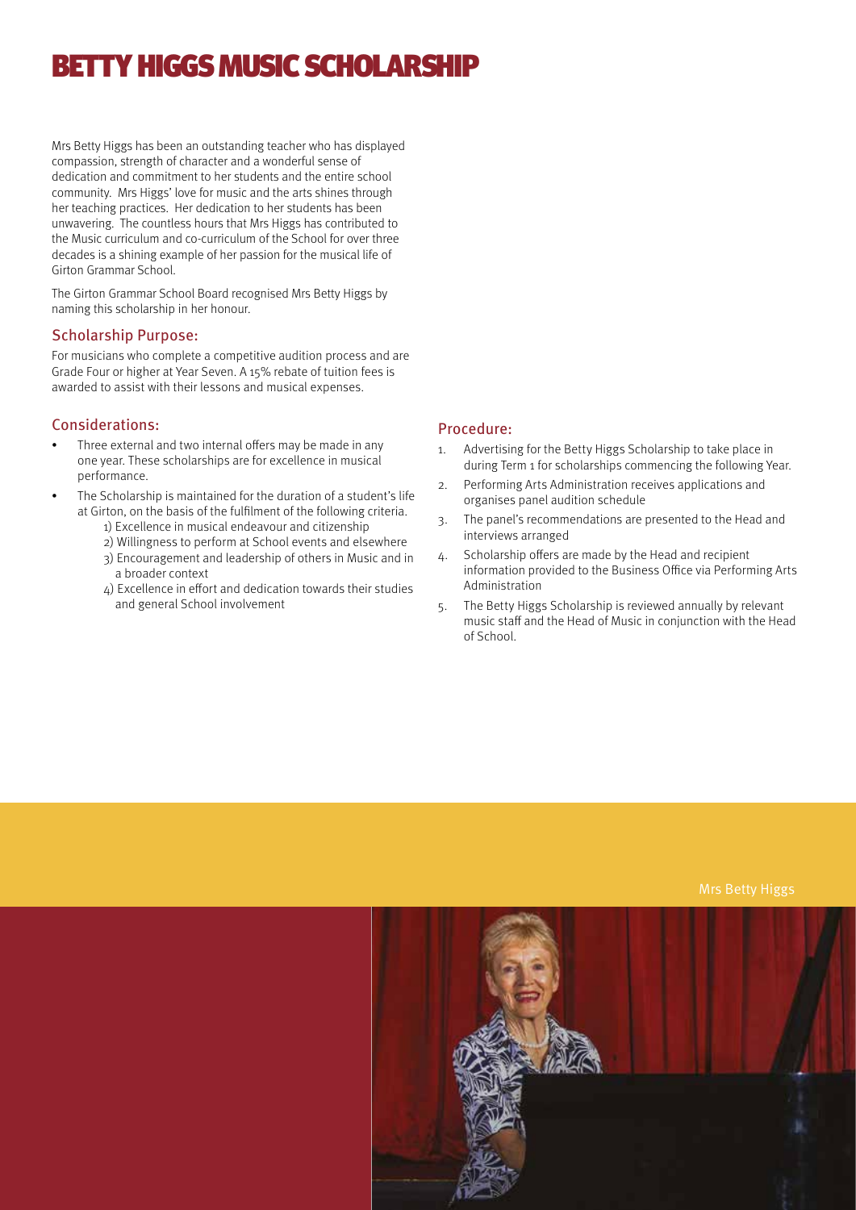# BETTY HIGGS MUSIC SCHOLARSHIP

Mrs Betty Higgs has been an outstanding teacher who has displayed compassion, strength of character and a wonderful sense of dedication and commitment to her students and the entire school community. Mrs Higgs' love for music and the arts shines through her teaching practices. Her dedication to her students has been unwavering. The countless hours that Mrs Higgs has contributed to the Music curriculum and co-curriculum of the School for over three decades is a shining example of her passion for the musical life of Girton Grammar School.

The Girton Grammar School Board recognised Mrs Betty Higgs by naming this scholarship in her honour.

## Scholarship Purpose:

For musicians who complete a competitive audition process and are Grade Four or higher at Year Seven. A 15% rebate of tuition fees is awarded to assist with their lessons and musical expenses.

## Considerations:

- Three external and two internal offers may be made in any one year. These scholarships are for excellence in musical performance.
- The Scholarship is maintained for the duration of a student's life at Girton, on the basis of the fulfilment of the following criteria.
  1) Excellence in musical endeavour and citizenship
  2) Willingness to perform at School events and elsewhere
  3) Encouragement and leadership of others in Music and in a broader context
  4) Excellence in effort and dedication towards their studies and general School involvement

## Procedure:

1. Advertising for the Betty Higgs Scholarship to take place in during Term 1 for scholarships commencing the following Year.
2. Performing Arts Administration receives applications and organises panel audition schedule
3. The panel's recommendations are presented to the Head and interviews arranged
4. Scholarship offers are made by the Head and recipient information provided to the Business Office via Performing Arts Administration
5. The Betty Higgs Scholarship is reviewed annually by relevant music staff and the Head of Music in conjunction with the Head of School.

Mrs Betty Higgs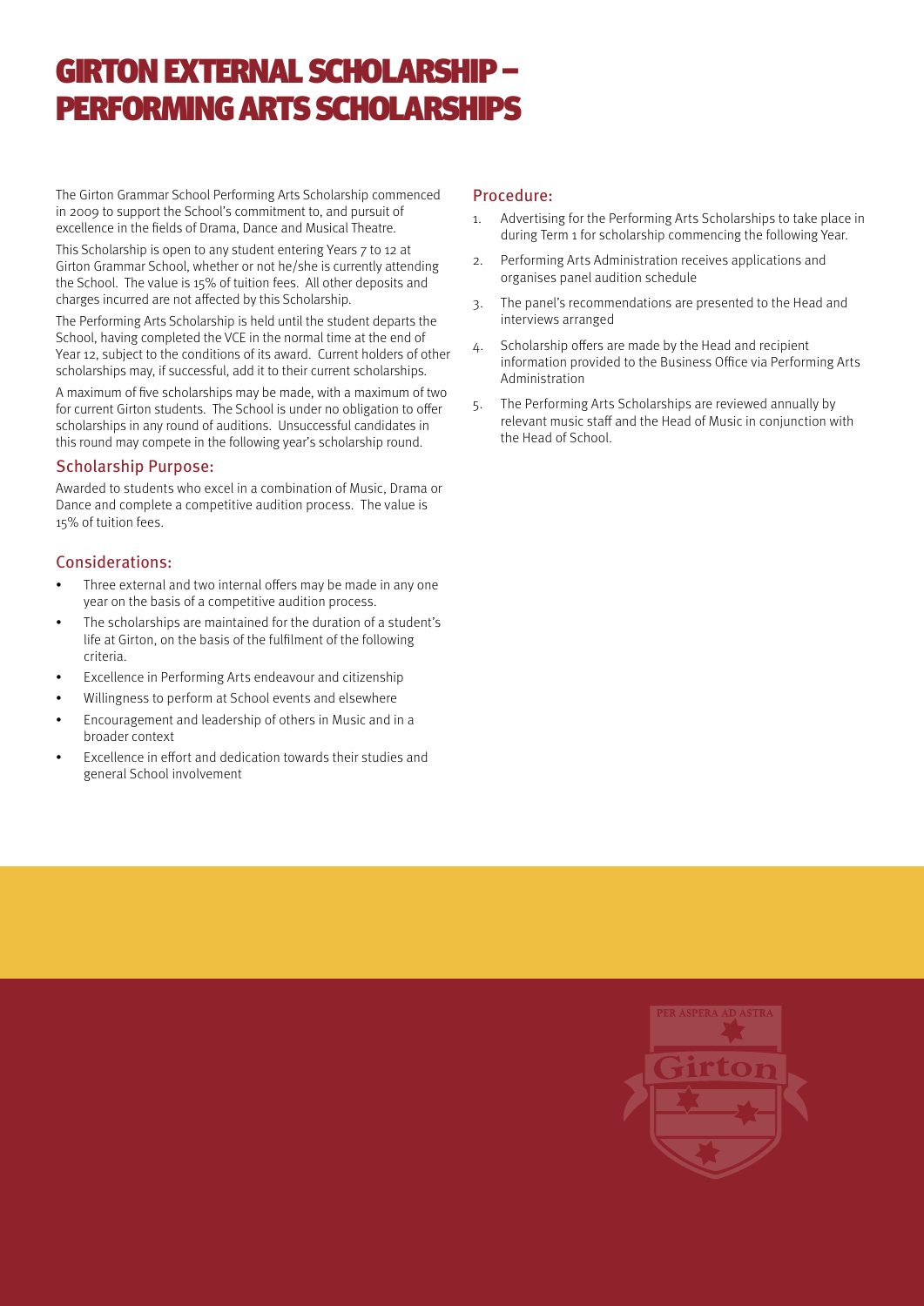# GIRTON EXTERNAL SCHOLARSHIP – PERFORMING ARTS SCHOLARSHIPS

The Girton Grammar School Performing Arts Scholarship commenced in 2009 to support the School's commitment to, and pursuit of excellence in the fields of Drama, Dance and Musical Theatre.

This Scholarship is open to any student entering Years 7 to 12 at Girton Grammar School, whether or not he/she is currently attending the School. The value is 15% of tuition fees. All other deposits and charges incurred are not affected by this Scholarship.

The Performing Arts Scholarship is held until the student departs the School, having completed the VCE in the normal time at the end of Year 12, subject to the conditions of its award. Current holders of other scholarships may, if successful, add it to their current scholarships.

A maximum of five scholarships may be made, with a maximum of two for current Girton students. The School is under no obligation to offer scholarships in any round of auditions. Unsuccessful candidates in this round may compete in the following year's scholarship round.

## Scholarship Purpose:

Awarded to students who excel in a combination of Music, Drama or Dance and complete a competitive audition process. The value is 15% of tuition fees.

## Considerations:

- Three external and two internal offers may be made in any one year on the basis of a competitive audition process.
- The scholarships are maintained for the duration of a student's life at Girton, on the basis of the fulfilment of the following criteria.
- Excellence in Performing Arts endeavour and citizenship
- Willingness to perform at School events and elsewhere
- Encouragement and leadership of others in Music and in a broader context
- Excellence in effort and dedication towards their studies and general School involvement

## Procedure:

1. Advertising for the Performing Arts Scholarships to take place in during Term 1 for scholarship commencing the following Year.
2. Performing Arts Administration receives applications and organises panel audition schedule
3. The panel's recommendations are presented to the Head and interviews arranged
4. Scholarship offers are made by the Head and recipient information provided to the Business Office via Performing Arts Administration
5. The Performing Arts Scholarships are reviewed annually by relevant music staff and the Head of Music in conjunction with the Head of School.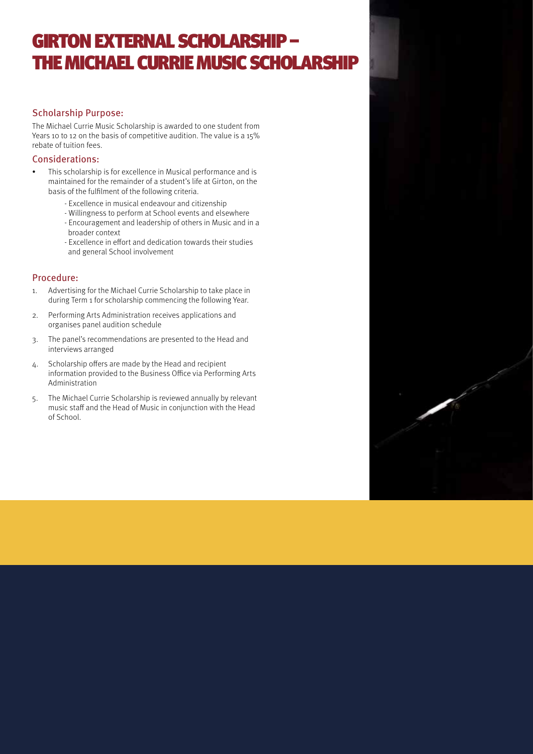# GIRTON EXTERNAL SCHOLARSHIP – THE MICHAEL CURRIE MUSIC SCHOLARSHIP

## Scholarship Purpose:

The Michael Currie Music Scholarship is awarded to one student from Years 10 to 12 on the basis of competitive audition. The value is a 15% rebate of tuition fees.

## Considerations:

- This scholarship is for excellence in Musical performance and is maintained for the remainder of a student's life at Girton, on the basis of the fulfilment of the following criteria.
  - Excellence in musical endeavour and citizenship
  - Willingness to perform at School events and elsewhere
  - Encouragement and leadership of others in Music and in a broader context
  - Excellence in effort and dedication towards their studies and general School involvement

## Procedure:

1. Advertising for the Michael Currie Scholarship to take place in during Term 1 for scholarship commencing the following Year.
2. Performing Arts Administration receives applications and organises panel audition schedule
3. The panel's recommendations are presented to the Head and interviews arranged
4. Scholarship offers are made by the Head and recipient information provided to the Business Office via Performing Arts Administration
5. The Michael Currie Scholarship is reviewed annually by relevant music staff and the Head of Music in conjunction with the Head of School.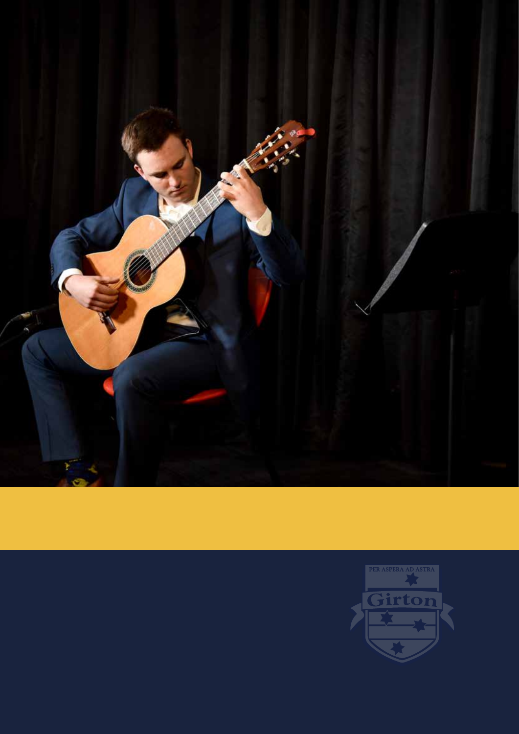PER ASPERA AD ASTRA

Girton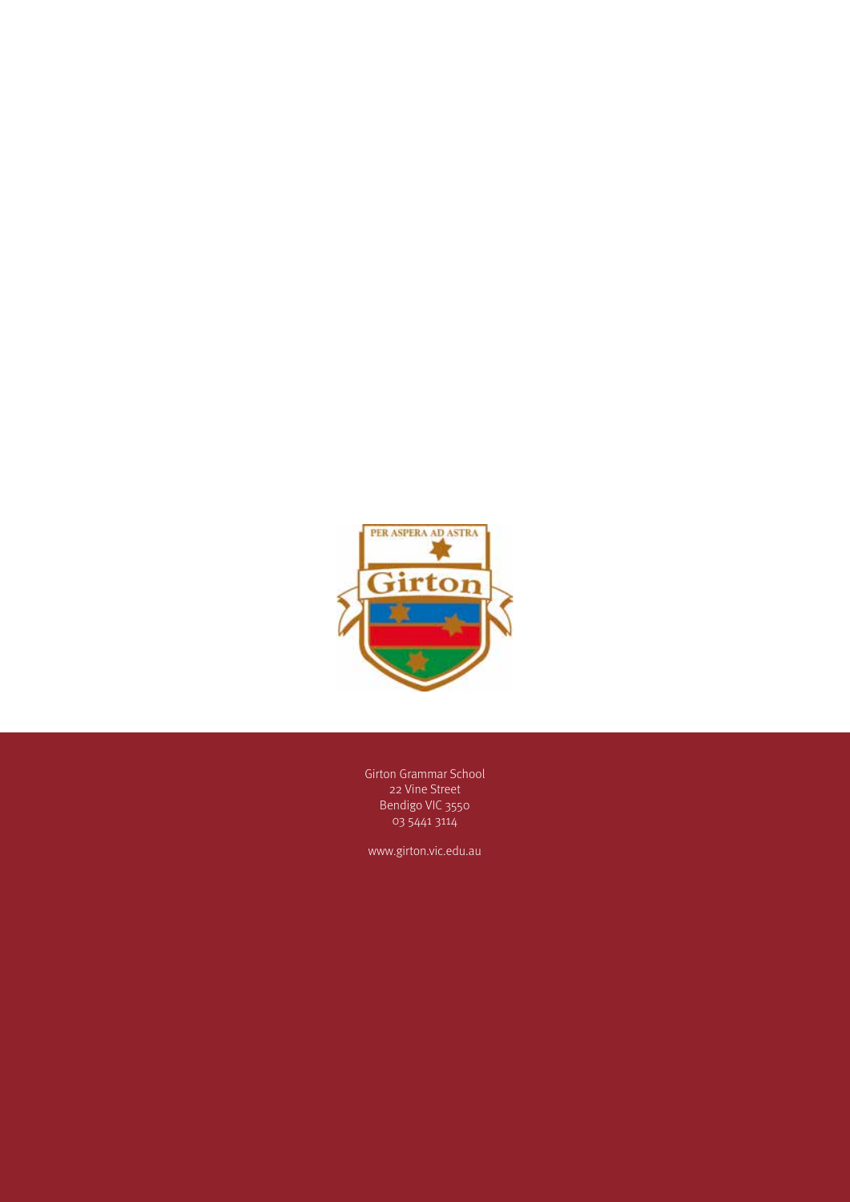PER ASPERA AD ASTRA

Girton

Girton Grammar School
22 Vine Street
Bendigo VIC 3550
03 5441 3114

www.girton.vic.edu.au